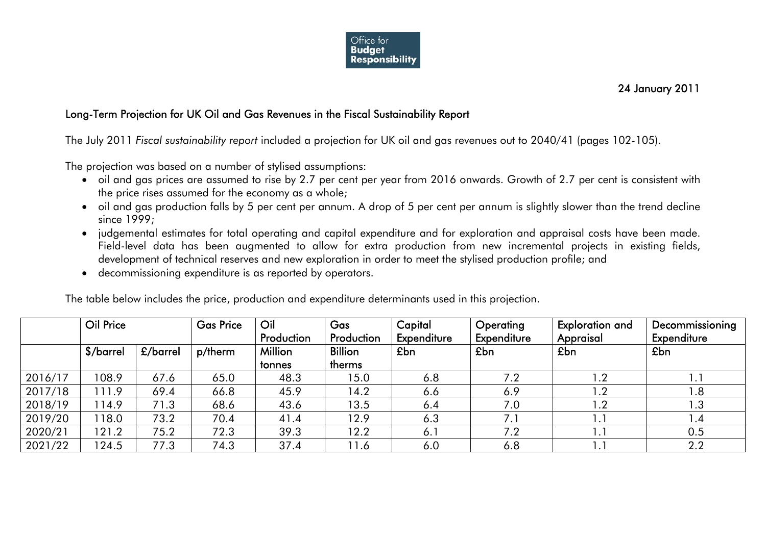Office for **Budget** **Responsibility**

24 January 2011

## Long-Term Projection for UK Oil and Gas Revenues in the Fiscal Sustainability Report

The July 2011 *Fiscal sustainability report* included a projection for UK oil and gas revenues out to 2040/41 (pages 102-105).

The projection was based on a number of stylised assumptions:

- oil and gas prices are assumed to rise by 2.7 per cent per year from 2016 onwards. Growth of 2.7 per cent is consistent with the price rises assumed for the economy as a whole;
- oil and gas production falls by 5 per cent per annum. A drop of 5 per cent per annum is slightly slower than the trend decline since 1999;
- judgemental estimates for total operating and capital expenditure and for exploration and appraisal costs have been made. Field-level data has been augmented to allow for extra production from new incremental projects in existing fields, development of technical reserves and new exploration in order to meet the stylised production profile; and
- decommissioning expenditure is as reported by operators.

The table below includes the price, production and expenditure determinants used in this projection.

| | Oil Price | | Gas Price | Oil Production | Gas Production | Capital Expenditure | Operating Expenditure | Exploration and Appraisal | Decommissioning Expenditure |
|---|---|---|---|---|---|---|---|---|---|
| | $/barrel | £/barrel | p/therm | Million tonnes | Billion therms | £bn | £bn | £bn | £bn |
| 2016/17 | 108.9 | 67.6 | 65.0 | 48.3 | 15.0 | 6.8 | 7.2 | 1.2 | 1.1 |
| 2017/18 | 111.9 | 69.4 | 66.8 | 45.9 | 14.2 | 6.6 | 6.9 | 1.2 | 1.8 |
| 2018/19 | 114.9 | 71.3 | 68.6 | 43.6 | 13.5 | 6.4 | 7.0 | 1.2 | 1.3 |
| 2019/20 | 118.0 | 73.2 | 70.4 | 41.4 | 12.9 | 6.3 | 7.1 | 1.1 | 1.4 |
| 2020/21 | 121.2 | 75.2 | 72.3 | 39.3 | 12.2 | 6.1 | 7.2 | 1.1 | 0.5 |
| 2021/22 | 124.5 | 77.3 | 74.3 | 37.4 | 11.6 | 6.0 | 6.8 | 1.1 | 2.2 |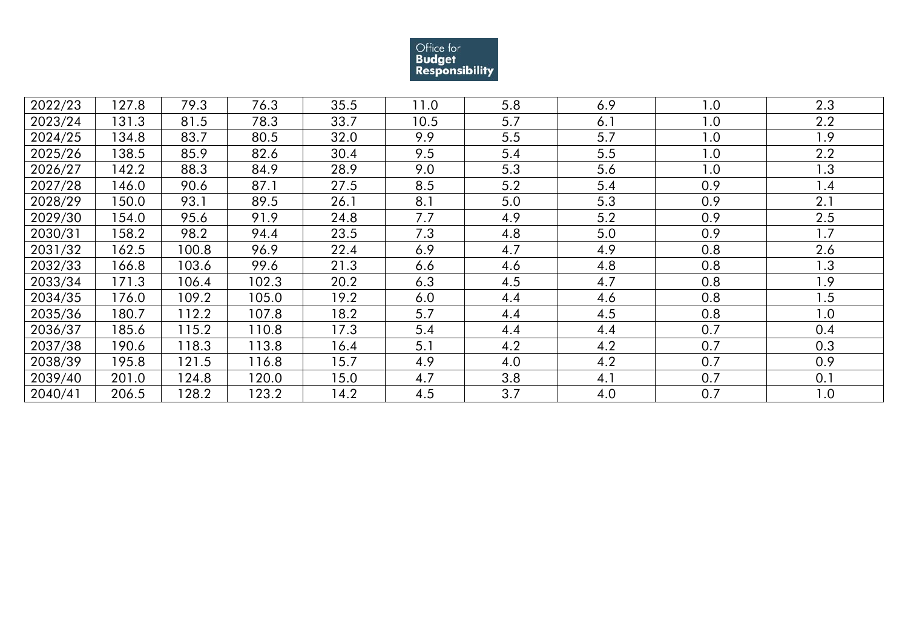Office for
**Budget**
**Responsibility**

| | | | | | | | | | |
|---|---|---|---|---|---|---|---|---|---|
| 2022/23 | 127.8 | 79.3 | 76.3 | 35.5 | 11.0 | 5.8 | 6.9 | 1.0 | 2.3 |
| 2023/24 | 131.3 | 81.5 | 78.3 | 33.7 | 10.5 | 5.7 | 6.1 | 1.0 | 2.2 |
| 2024/25 | 134.8 | 83.7 | 80.5 | 32.0 | 9.9 | 5.5 | 5.7 | 1.0 | 1.9 |
| 2025/26 | 138.5 | 85.9 | 82.6 | 30.4 | 9.5 | 5.4 | 5.5 | 1.0 | 2.2 |
| 2026/27 | 142.2 | 88.3 | 84.9 | 28.9 | 9.0 | 5.3 | 5.6 | 1.0 | 1.3 |
| 2027/28 | 146.0 | 90.6 | 87.1 | 27.5 | 8.5 | 5.2 | 5.4 | 0.9 | 1.4 |
| 2028/29 | 150.0 | 93.1 | 89.5 | 26.1 | 8.1 | 5.0 | 5.3 | 0.9 | 2.1 |
| 2029/30 | 154.0 | 95.6 | 91.9 | 24.8 | 7.7 | 4.9 | 5.2 | 0.9 | 2.5 |
| 2030/31 | 158.2 | 98.2 | 94.4 | 23.5 | 7.3 | 4.8 | 5.0 | 0.9 | 1.7 |
| 2031/32 | 162.5 | 100.8 | 96.9 | 22.4 | 6.9 | 4.7 | 4.9 | 0.8 | 2.6 |
| 2032/33 | 166.8 | 103.6 | 99.6 | 21.3 | 6.6 | 4.6 | 4.8 | 0.8 | 1.3 |
| 2033/34 | 171.3 | 106.4 | 102.3 | 20.2 | 6.3 | 4.5 | 4.7 | 0.8 | 1.9 |
| 2034/35 | 176.0 | 109.2 | 105.0 | 19.2 | 6.0 | 4.4 | 4.6 | 0.8 | 1.5 |
| 2035/36 | 180.7 | 112.2 | 107.8 | 18.2 | 5.7 | 4.4 | 4.5 | 0.8 | 1.0 |
| 2036/37 | 185.6 | 115.2 | 110.8 | 17.3 | 5.4 | 4.4 | 4.4 | 0.7 | 0.4 |
| 2037/38 | 190.6 | 118.3 | 113.8 | 16.4 | 5.1 | 4.2 | 4.2 | 0.7 | 0.3 |
| 2038/39 | 195.8 | 121.5 | 116.8 | 15.7 | 4.9 | 4.0 | 4.2 | 0.7 | 0.9 |
| 2039/40 | 201.0 | 124.8 | 120.0 | 15.0 | 4.7 | 3.8 | 4.1 | 0.7 | 0.1 |
| 2040/41 | 206.5 | 128.2 | 123.2 | 14.2 | 4.5 | 3.7 | 4.0 | 0.7 | 1.0 |